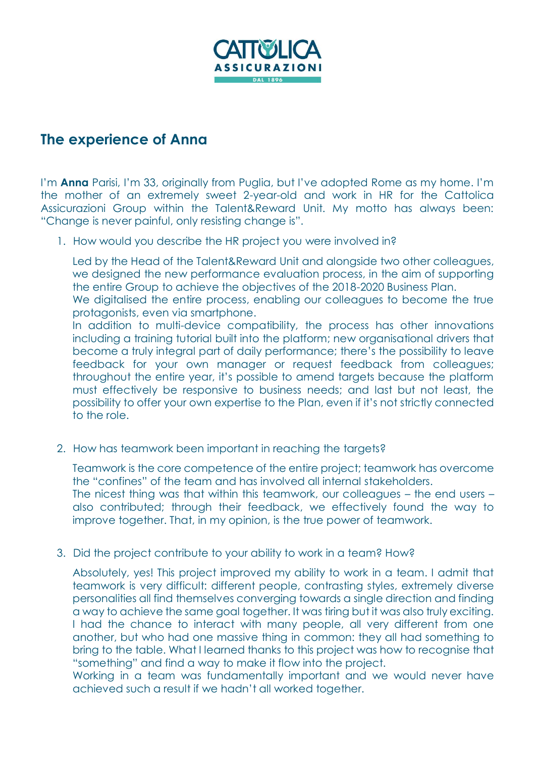CATTOLICA ASSICURAZIONI DAL 1896

## The experience of Anna

I'm **Anna** Parisi, I'm 33, originally from Puglia, but I've adopted Rome as my home. I'm the mother of an extremely sweet 2-year-old and work in HR for the Cattolica Assicurazioni Group within the Talent&Reward Unit. My motto has always been: "Change is never painful, only resisting change is".

1. How would you describe the HR project you were involved in?

   Led by the Head of the Talent&Reward Unit and alongside two other colleagues, we designed the new performance evaluation process, in the aim of supporting the entire Group to achieve the objectives of the 2018-2020 Business Plan.
   We digitalised the entire process, enabling our colleagues to become the true protagonists, even via smartphone.
   In addition to multi-device compatibility, the process has other innovations including a training tutorial built into the platform; new organisational drivers that become a truly integral part of daily performance; there's the possibility to leave feedback for your own manager or request feedback from colleagues; throughout the entire year, it's possible to amend targets because the platform must effectively be responsive to business needs; and last but not least, the possibility to offer your own expertise to the Plan, even if it's not strictly connected to the role.

2. How has teamwork been important in reaching the targets?

   Teamwork is the core competence of the entire project; teamwork has overcome the "confines" of the team and has involved all internal stakeholders.
   The nicest thing was that within this teamwork, our colleagues – the end users – also contributed; through their feedback, we effectively found the way to improve together. That, in my opinion, is the true power of teamwork.

3. Did the project contribute to your ability to work in a team? How?

   Absolutely, yes! This project improved my ability to work in a team. I admit that teamwork is very difficult: different people, contrasting styles, extremely diverse personalities all find themselves converging towards a single direction and finding a way to achieve the same goal together. It was tiring but it was also truly exciting. I had the chance to interact with many people, all very different from one another, but who had one massive thing in common: they all had something to bring to the table. What I learned thanks to this project was how to recognise that "something" and find a way to make it flow into the project.
   Working in a team was fundamentally important and we would never have achieved such a result if we hadn't all worked together.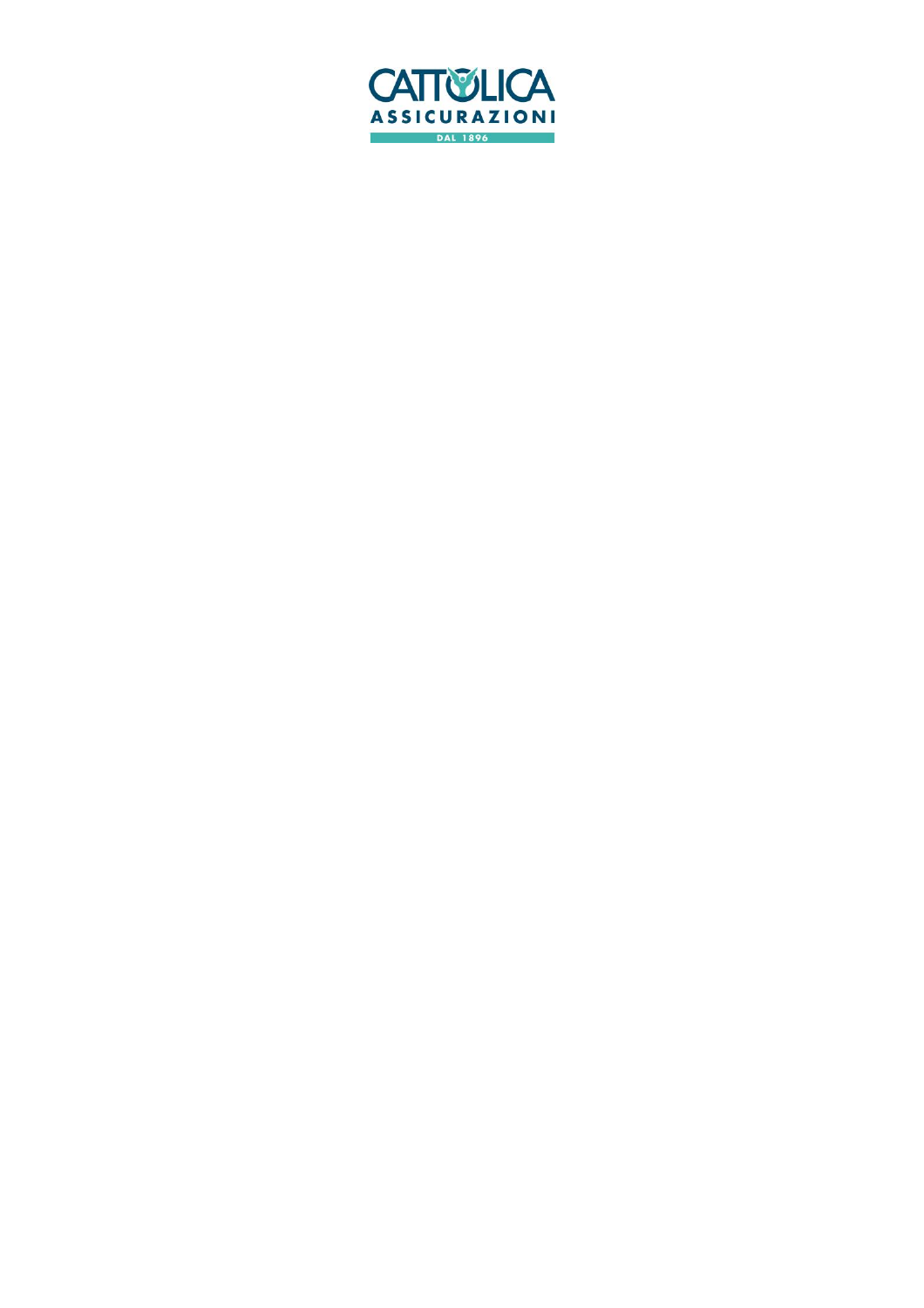CATTOLICA
ASSICURAZIONI
DAL 1896